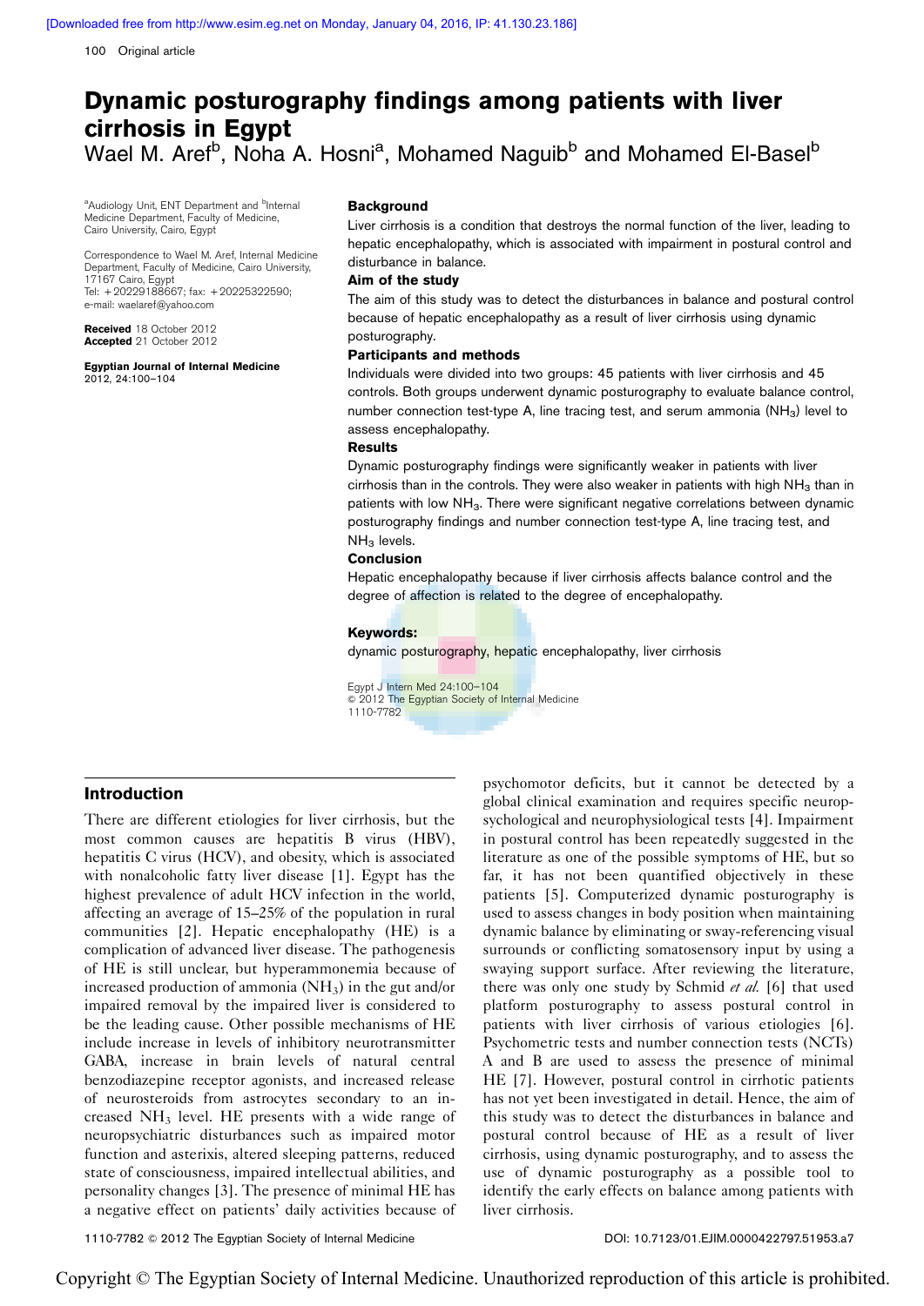# Dynamic posturography findings among patients with liver cirrhosis in Egypt

Wael M. Aref[b], Noha A. Hosni[a], Mohamed Naguib[b] and Mohamed El-Basel[b]

[a]Audiology Unit, ENT Department and [b]Internal Medicine Department, Faculty of Medicine, Cairo University, Cairo, Egypt

Correspondence to Wael M. Aref, Internal Medicine Department, Faculty of Medicine, Cairo University, 17167 Cairo, Egypt
Tel: +20229188667; fax: +20225322590;
e-mail: waelaref@yahoo.com

**Received** 18 October 2012
**Accepted** 21 October 2012

**Egyptian Journal of Internal Medicine**
2012, 24:100–104

### Background

Liver cirrhosis is a condition that destroys the normal function of the liver, leading to hepatic encephalopathy, which is associated with impairment in postural control and disturbance in balance.

### Aim of the study

The aim of this study was to detect the disturbances in balance and postural control because of hepatic encephalopathy as a result of liver cirrhosis using dynamic posturography.

### Participants and methods

Individuals were divided into two groups: 45 patients with liver cirrhosis and 45 controls. Both groups underwent dynamic posturography to evaluate balance control, number connection test-type A, line tracing test, and serum ammonia ($NH_3$) level to assess encephalopathy.

### Results

Dynamic posturography findings were significantly weaker in patients with liver cirrhosis than in the controls. They were also weaker in patients with high $NH_3$ than in patients with low $NH_3$. There were significant negative correlations between dynamic posturography findings and number connection test-type A, line tracing test, and $NH_3$ levels.

### Conclusion

Hepatic encephalopathy because if liver cirrhosis affects balance control and the degree of affection is related to the degree of encephalopathy.

**Keywords:**

dynamic posturography, hepatic encephalopathy, liver cirrhosis

Egypt J Intern Med 24:100–104
© 2012 The Egyptian Society of Internal Medicine
1110-7782

## Introduction

There are different etiologies for liver cirrhosis, but the most common causes are hepatitis B virus (HBV), hepatitis C virus (HCV), and obesity, which is associated with nonalcoholic fatty liver disease [1]. Egypt has the highest prevalence of adult HCV infection in the world, affecting an average of 15–25% of the population in rural communities [2]. Hepatic encephalopathy (HE) is a complication of advanced liver disease. The pathogenesis of HE is still unclear, but hyperammonemia because of increased production of ammonia ($NH_3$) in the gut and/or impaired removal by the impaired liver is considered to be the leading cause. Other possible mechanisms of HE include increase in levels of inhibitory neurotransmitter GABA, increase in brain levels of natural central benzodiazepine receptor agonists, and increased release of neurosteroids from astrocytes secondary to an increased $NH_3$ level. HE presents with a wide range of neuropsychiatric disturbances such as impaired motor function and asterixis, altered sleeping patterns, reduced state of consciousness, impaired intellectual abilities, and personality changes [3]. The presence of minimal HE has a negative effect on patients' daily activities because of psychomotor deficits, but it cannot be detected by a global clinical examination and requires specific neuropsychological and neurophysiological tests [4]. Impairment in postural control has been repeatedly suggested in the literature as one of the possible symptoms of HE, but so far, it has not been quantified objectively in these patients [5]. Computerized dynamic posturography is used to assess changes in body position when maintaining dynamic balance by eliminating or sway-referencing visual surrounds or conflicting somatosensory input by using a swaying support surface. After reviewing the literature, there was only one study by Schmid *et al.* [6] that used platform posturography to assess postural control in patients with liver cirrhosis of various etiologies [6]. Psychometric tests and number connection tests (NCTs) A and B are used to assess the presence of minimal HE [7]. However, postural control in cirrhotic patients has not yet been investigated in detail. Hence, the aim of this study was to detect the disturbances in balance and postural control because of HE as a result of liver cirrhosis, using dynamic posturography, and to assess the use of dynamic posturography as a possible tool to identify the early effects on balance among patients with liver cirrhosis.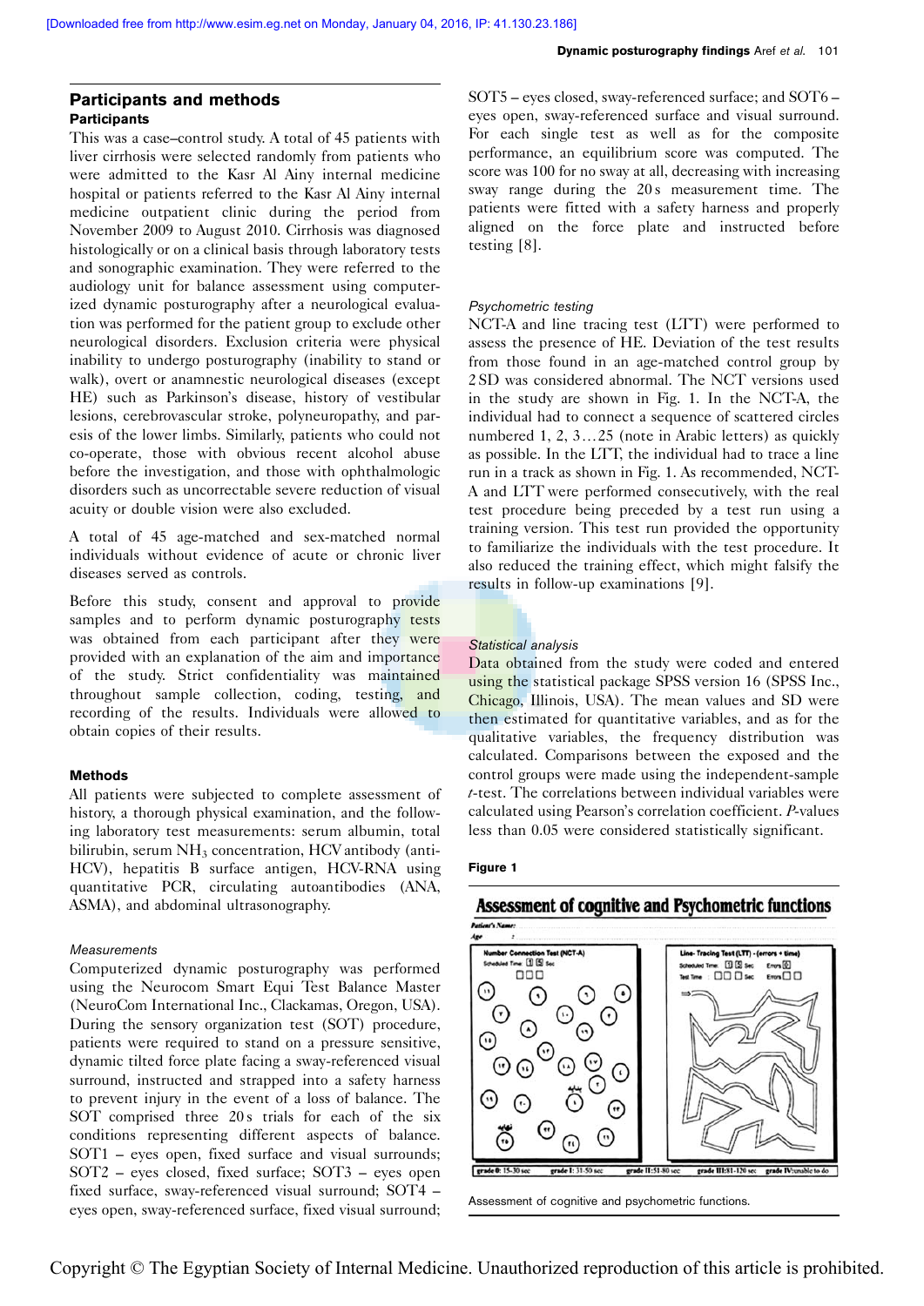## Participants and methods

### Participants

This was a case–control study. A total of 45 patients with liver cirrhosis were selected randomly from patients who were admitted to the Kasr Al Ainy internal medicine hospital or patients referred to the Kasr Al Ainy internal medicine outpatient clinic during the period from November 2009 to August 2010. Cirrhosis was diagnosed histologically or on a clinical basis through laboratory tests and sonographic examination. They were referred to the audiology unit for balance assessment using computerized dynamic posturography after a neurological evaluation was performed for the patient group to exclude other neurological disorders. Exclusion criteria were physical inability to undergo posturography (inability to stand or walk), overt or anamnestic neurological diseases (except HE) such as Parkinson's disease, history of vestibular lesions, cerebrovascular stroke, polyneuropathy, and paresis of the lower limbs. Similarly, patients who could not co-operate, those with obvious recent alcohol abuse before the investigation, and those with ophthalmologic disorders such as uncorrectable severe reduction of visual acuity or double vision were also excluded.

A total of 45 age-matched and sex-matched normal individuals without evidence of acute or chronic liver diseases served as controls.

Before this study, consent and approval to provide samples and to perform dynamic posturography tests was obtained from each participant after they were provided with an explanation of the aim and importance of the study. Strict confidentiality was maintained throughout sample collection, coding, testing, and recording of the results. Individuals were allowed to obtain copies of their results.

### Methods

All patients were subjected to complete assessment of history, a thorough physical examination, and the following laboratory test measurements: serum albumin, total bilirubin, serum $NH_3$ concentration, HCV antibody (anti-HCV), hepatitis B surface antigen, HCV-RNA using quantitative PCR, circulating autoantibodies (ANA, ASMA), and abdominal ultrasonography.

#### *Measurements*

Computerized dynamic posturography was performed using the Neurocom Smart Equi Test Balance Master (NeuroCom International Inc., Clackamas, Oregon, USA). During the sensory organization test (SOT) procedure, patients were required to stand on a pressure sensitive, dynamic tilted force plate facing a sway-referenced visual surround, instructed and strapped into a safety harness to prevent injury in the event of a loss of balance. The SOT comprised three 20 s trials for each of the six conditions representing different aspects of balance. SOT1 – eyes open, fixed surface and visual surrounds; SOT2 – eyes closed, fixed surface; SOT3 – eyes open fixed surface, sway-referenced visual surround; SOT4 – eyes open, sway-referenced surface, fixed visual surround; SOT5 – eyes closed, sway-referenced surface; and SOT6 – eyes open, sway-referenced surface and visual surround. For each single test as well as for the composite performance, an equilibrium score was computed. The score was 100 for no sway at all, decreasing with increasing sway range during the 20 s measurement time. The patients were fitted with a safety harness and properly aligned on the force plate and instructed before testing [8].

#### *Psychometric testing*

NCT-A and line tracing test (LTT) were performed to assess the presence of HE. Deviation of the test results from those found in an age-matched control group by 2 SD was considered abnormal. The NCT versions used in the study are shown in Fig. 1. In the NCT-A, the individual had to connect a sequence of scattered circles numbered 1, 2, 3…25 (note in Arabic letters) as quickly as possible. In the LTT, the individual had to trace a line run in a track as shown in Fig. 1. As recommended, NCT-A and LTT were performed consecutively, with the real test procedure being preceded by a test run using a training version. This test run provided the opportunity to familiarize the individuals with the test procedure. It also reduced the training effect, which might falsify the results in follow-up examinations [9].

#### *Statistical analysis*

Data obtained from the study were coded and entered using the statistical package SPSS version 16 (SPSS Inc., Chicago, Illinois, USA). The mean values and SD were then estimated for quantitative variables, and as for the qualitative variables, the frequency distribution was calculated. Comparisons between the exposed and the control groups were made using the independent-sample *t*-test. The correlations between individual variables were calculated using Pearson's correlation coefficient. *P*-values less than 0.05 were considered statistically significant.

**Figure 1**

Assessment of cognitive and psychometric functions.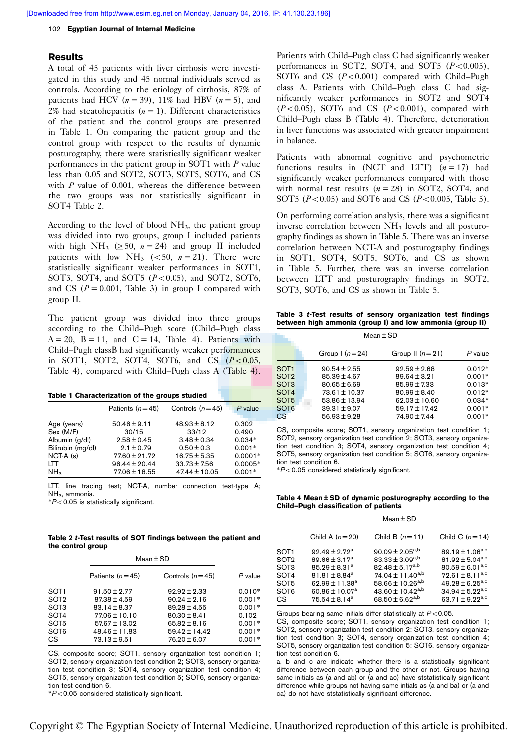## Results

A total of 45 patients with liver cirrhosis were investigated in this study and 45 normal individuals served as controls. According to the etiology of cirrhosis, 87% of patients had HCV ($n=39$), 11% had HBV ($n=5$), and 2% had steatohepatitis ($n=1$). Different characteristics of the patient and the control groups are presented in Table 1. On comparing the patient group and the control group with respect to the results of dynamic posturography, there were statistically significant weaker performances in the patient group in SOT1 with *P* value less than 0.05 and SOT2, SOT3, SOT5, SOT6, and CS with *P* value of 0.001, whereas the difference between the two groups was not statistically significant in SOT4 Table 2.

According to the level of blood $NH_3$, the patient group was divided into two groups, group I included patients with high $NH_3$ ($\geq 50$, $n=24$) and group II included patients with low $NH_3$ ($<50$, $n=21$). There were statistically significant weaker performances in SOT1, SOT3, SOT4, and SOT5 ($P<0.05$), and SOT2, SOT6, and CS ($P=0.001$, Table 3) in group I compared with group II.

The patient group was divided into three groups according to the Child–Pugh score (Child–Pugh class A = 20, B = 11, and C = 14, Table 4). Patients with Child–Pugh classB had significantly weaker performances in SOT1, SOT2, SOT4, SOT6, and CS ($P<0.05$, Table 4), compared with Child–Pugh class A (Table 4).

**Table 1 Characterization of the groups studied**

| | Patients ($n=45$) | Controls ($n=45$) | *P* value |
|---|---|---|---|
| Age (years) | 50.46 ± 9.11 | 48.93 ± 8.12 | 0.302 |
| Sex (M/F) | 30/15 | 33/12 | 0.490 |
| Albumin (g/dl) | 2.58 ± 0.45 | 3.48 ± 0.34 | 0.034* |
| Bilirubin (mg/dl) | 2.1 ± 0.79 | 0.50 ± 0.3 | 0.001* |
| NCT-A (s) | 77.60 ± 21.72 | 16.75 ± 5.35 | 0.0001* |
| LTT | 96.44 ± 20.44 | 33.73 ± 7.56 | 0.0005* |
| $NH_3$ | 77.06 ± 18.55 | 47.44 ± 10.05 | 0.001* |

LTT, line tracing test; NCT-A, number connection test-type A; $NH_3$, ammonia.
*$P<0.05$ is statistically significant.

**Table 2 *t*-Test results of SOT findings between the patient and the control group**

| | Mean ± SD | | |
|---|---|---|---|
| | Patients ($n=45$) | Controls ($n=45$) | *P* value |
| SOT1 | 91.50 ± 2.77 | 92.92 ± 2.33 | 0.010* |
| SOT2 | 87.38 ± 4.59 | 90.24 ± 2.16 | 0.001* |
| SOT3 | 83.14 ± 8.37 | 89.28 ± 4.55 | 0.001* |
| SOT4 | 77.06 ± 10.10 | 80.30 ± 8.41 | 0.102 |
| SOT5 | 57.67 ± 13.02 | 65.82 ± 8.16 | 0.001* |
| SOT6 | 48.46 ± 11.83 | 59.42 ± 14.42 | 0.001* |
| CS | 73.13 ± 9.51 | 76.20 ± 6.07 | 0.001* |

CS, composite score; SOT1, sensory organization test condition 1; SOT2, sensory organization test condition 2; SOT3, sensory organization test condition 3; SOT4, sensory organization test condition 4; SOT5, sensory organization test condition 5; SOT6, sensory organization test condition 6.
*$P<0.05$ considered statistically significant.

Patients with Child–Pugh class C had significantly weaker performances in SOT2, SOT4, and SOT5 ($P<0.005$), SOT6 and CS ($P<0.001$) compared with Child–Pugh class A. Patients with Child–Pugh class C had significantly weaker performances in SOT2 and SOT4 ($P<0.05$), SOT6 and CS ($P<0.001$), compared with Child–Pugh class B (Table 4). Therefore, deterioration in liver functions was associated with greater impairment in balance.

Patients with abnormal cognitive and psychometric functions results in (NCT and LTT) ($n=17$) had significantly weaker performances compared with those with normal test results ($n=28$) in SOT2, SOT4, and SOT5 ($P<0.05$) and SOT6 and CS ($P<0.005$, Table 5).

On performing correlation analysis, there was a significant inverse correlation between $NH_3$ levels and all posturography findings as shown in Table 5. There was an inverse correlation between NCT-A and posturography findings in SOT1, SOT4, SOT5, SOT6, and CS as shown in Table 5. Further, there was an inverse correlation between LTT and posturography findings in SOT2, SOT3, SOT6, and CS as shown in Table 5.

**Table 3 *t*-Test results of sensory organization test findings between high ammonia (group I) and low ammonia (group II)**

| | Mean ± SD | | |
|---|---|---|---|
| | Group I ($n=24$) | Group II ($n=21$) | *P* value |
| SOT1 | 90.54 ± 2.55 | 92.59 ± 2.68 | 0.012* |
| SOT2 | 85.39 ± 4.67 | 89.64 ± 3.21 | 0.001* |
| SOT3 | 80.65 ± 6.69 | 85.99 ± 7.33 | 0.013* |
| SOT4 | 73.61 ± 10.37 | 80.99 ± 8.40 | 0.012* |
| SOT5 | 53.86 ± 13.94 | 62.03 ± 10.60 | 0.034* |
| SOT6 | 39.31 ± 9.07 | 59.17 ± 17.42 | 0.001* |
| CS | 56.93 ± 9.28 | 74.90 ± 7.44 | 0.001* |

CS, composite score; SOT1, sensory organization test condition 1; SOT2, sensory organization test condition 2; SOT3, sensory organization test condition 3; SOT4, sensory organization test condition 4; SOT5, sensory organization test condition 5; SOT6, sensory organization test condition 6.
*$P<0.05$ considered statistically significant.

**Table 4 Mean ± SD of dynamic posturography according to the Child–Pugh classification of patients**

| | Mean ± SD | | |
|---|---|---|---|
| | Child A ($n=20$) | Child B ($n=11$) | Child C ($n=14$) |
| SOT1 | 92.49 ± 2.72[a] | 90.09 ± 2.05[a,b] | 89.19 ± 1.06[a,c] |
| SOT2 | 89.66 ± 3.17[a] | 83.33 ± 3.09[a,b] | 81.92 ± 5.04[a,c] |
| SOT3 | 85.29 ± 8.31[a] | 82.48 ± 5.17[a,b] | 80.59 ± 6.01[a,c] |
| SOT4 | 81.81 ± 8.84[a] | 74.04 ± 11.40[a,b] | 72.61 ± 8.11[a,c] |
| SOT5 | 62.99 ± 11.38[a] | 58.66 ± 10.26[a,b] | 49.28 ± 6.25[a,c] |
| SOT6 | 60.86 ± 10.07[a] | 43.60 ± 10.42[a,b] | 34.94 ± 5.22[a,c] |
| CS | 75.54 ± 8.14[a] | 68.50 ± 6.62[a,b] | 63.71 ± 9.22[a,c] |

Groups bearing same initials differ statistically at $P<0.05$.
CS, composite score; SOT1, sensory organization test condition 1; SOT2, sensory organization test condition 2; SOT3, sensory organization test condition 3; SOT4, sensory organization test condition 4; SOT5, sensory organization test condition 5; SOT6, sensory organization test condition 6.
a, b and c are indicate whether there is a statistically significant difference between each group and the other or not. Groups having same initials as (a and ab) or (a and ac) have ststatistically significant difference while groups not having same intials as (a and ba) or (a and ca) do not have ststatistically significant difference.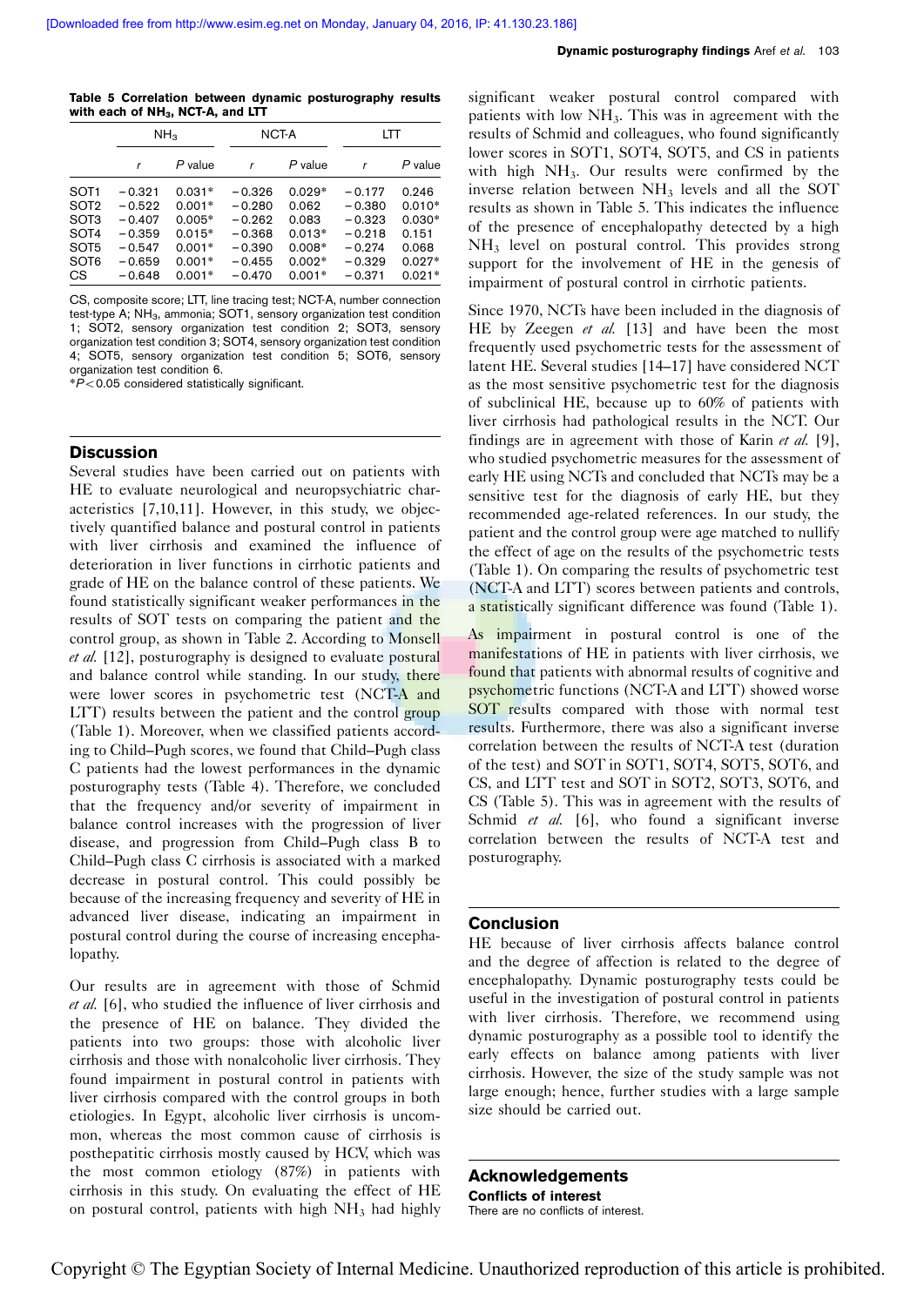**Table 5 Correlation between dynamic posturography results with each of $NH_3$, NCT-A, and LTT**

| | $NH_3$ | | NCT-A | | LTT | |
|---|---|---|---|---|---|---|
| | *r* | *P* value | *r* | *P* value | *r* | *P* value |
| SOT1 | −0.321 | 0.031* | −0.326 | 0.029* | −0.177 | 0.246 |
| SOT2 | −0.522 | 0.001* | −0.280 | 0.062 | −0.380 | 0.010* |
| SOT3 | −0.407 | 0.005* | −0.262 | 0.083 | −0.323 | 0.030* |
| SOT4 | −0.359 | 0.015* | −0.368 | 0.013* | −0.218 | 0.151 |
| SOT5 | −0.547 | 0.001* | −0.390 | 0.008* | −0.274 | 0.068 |
| SOT6 | −0.659 | 0.001* | −0.455 | 0.002* | −0.329 | 0.027* |
| CS | −0.648 | 0.001* | −0.470 | 0.001* | −0.371 | 0.021* |

CS, composite score; LTT, line tracing test; NCT-A, number connection test-type A; $NH_3$, ammonia; SOT1, sensory organization test condition 1; SOT2, sensory organization test condition 2; SOT3, sensory organization test condition 3; SOT4, sensory organization test condition 4; SOT5, sensory organization test condition 5; SOT6, sensory organization test condition 6.

*$P<0.05$ considered statistically significant.

## Discussion

Several studies have been carried out on patients with HE to evaluate neurological and neuropsychiatric characteristics [7,10,11]. However, in this study, we objectively quantified balance and postural control in patients with liver cirrhosis and examined the influence of deterioration in liver functions in cirrhotic patients and grade of HE on the balance control of these patients. We found statistically significant weaker performances in the results of SOT tests on comparing the patient and the control group, as shown in Table 2. According to Monsell *et al.* [12], posturography is designed to evaluate postural and balance control while standing. In our study, there were lower scores in psychometric test (NCT-A and LTT) results between the patient and the control group (Table 1). Moreover, when we classified patients according to Child–Pugh scores, we found that Child–Pugh class C patients had the lowest performances in the dynamic posturography tests (Table 4). Therefore, we concluded that the frequency and/or severity of impairment in balance control increases with the progression of liver disease, and progression from Child–Pugh class B to Child–Pugh class C cirrhosis is associated with a marked decrease in postural control. This could possibly be because of the increasing frequency and severity of HE in advanced liver disease, indicating an impairment in postural control during the course of increasing encephalopathy.

Our results are in agreement with those of Schmid *et al.* [6], who studied the influence of liver cirrhosis and the presence of HE on balance. They divided the patients into two groups: those with alcoholic liver cirrhosis and those with nonalcoholic liver cirrhosis. They found impairment in postural control in patients with liver cirrhosis compared with the control groups in both etiologies. In Egypt, alcoholic liver cirrhosis is uncommon, whereas the most common cause of cirrhosis is posthepatitic cirrhosis mostly caused by HCV, which was the most common etiology (87%) in patients with cirrhosis in this study. On evaluating the effect of HE on postural control, patients with high $NH_3$ had highly significant weaker postural control compared with patients with low $NH_3$. This was in agreement with the results of Schmid and colleagues, who found significantly lower scores in SOT1, SOT4, SOT5, and CS in patients with high $NH_3$. Our results were confirmed by the inverse relation between $NH_3$ levels and all the SOT results as shown in Table 5. This indicates the influence of the presence of encephalopathy detected by a high $NH_3$ level on postural control. This provides strong support for the involvement of HE in the genesis of impairment of postural control in cirrhotic patients.

Since 1970, NCTs have been included in the diagnosis of HE by Zeegen *et al.* [13] and have been the most frequently used psychometric tests for the assessment of latent HE. Several studies [14–17] have considered NCT as the most sensitive psychometric test for the diagnosis of subclinical HE, because up to 60% of patients with liver cirrhosis had pathological results in the NCT. Our findings are in agreement with those of Karin *et al.* [9], who studied psychometric measures for the assessment of early HE using NCTs and concluded that NCTs may be a sensitive test for the diagnosis of early HE, but they recommended age-related references. In our study, the patient and the control group were age matched to nullify the effect of age on the results of the psychometric tests (Table 1). On comparing the results of psychometric test (NCT-A and LTT) scores between patients and controls, a statistically significant difference was found (Table 1).

As impairment in postural control is one of the manifestations of HE in patients with liver cirrhosis, we found that patients with abnormal results of cognitive and psychometric functions (NCT-A and LTT) showed worse SOT results compared with those with normal test results. Furthermore, there was also a significant inverse correlation between the results of NCT-A test (duration of the test) and SOT in SOT1, SOT4, SOT5, SOT6, and CS, and LTT test and SOT in SOT2, SOT3, SOT6, and CS (Table 5). This was in agreement with the results of Schmid *et al.* [6], who found a significant inverse correlation between the results of NCT-A test and posturography.

## Conclusion

HE because of liver cirrhosis affects balance control and the degree of affection is related to the degree of encephalopathy. Dynamic posturography tests could be useful in the investigation of postural control in patients with liver cirrhosis. Therefore, we recommend using dynamic posturography as a possible tool to identify the early effects on balance among patients with liver cirrhosis. However, the size of the study sample was not large enough; hence, further studies with a large sample size should be carried out.

## Acknowledgements

### Conflicts of interest

There are no conflicts of interest.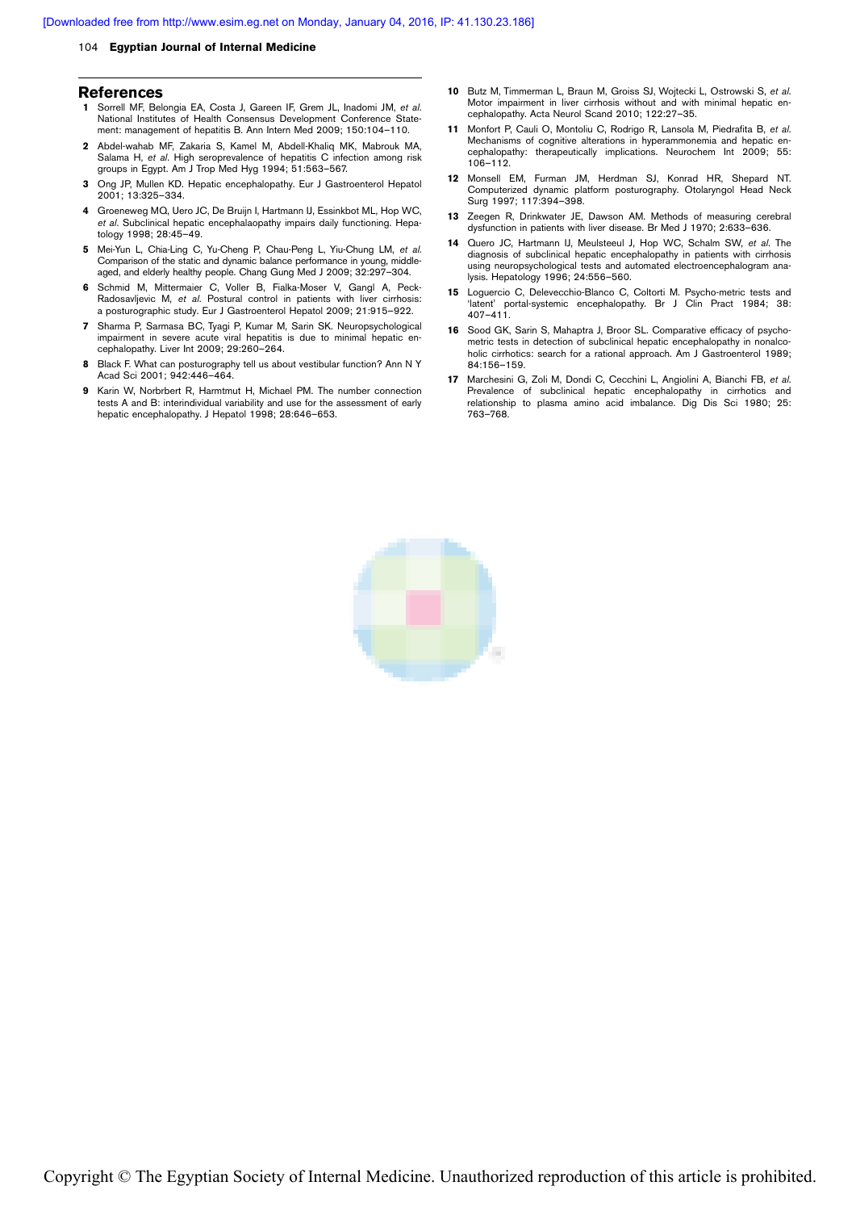## References

1. Sorrell MF, Belongia EA, Costa J, Gareen IF, Grem JL, Inadomi JM, *et al*. National Institutes of Health Consensus Development Conference Statement: management of hepatitis B. Ann Intern Med 2009; 150:104–110.
2. Abdel-wahab MF, Zakaria S, Kamel M, Abdell-Khaliq MK, Mabrouk MA, Salama H, *et al*. High seroprevalence of hepatitis C infection among risk groups in Egypt. Am J Trop Med Hyg 1994; 51:563–567.
3. Ong JP, Mullen KD. Hepatic encephalopathy. Eur J Gastroenterol Hepatol 2001; 13:325–334.
4. Groeneweg MQ, Uero JC, De Bruijn I, Hartmann IJ, Essinkbot ML, Hop WC, *et al*. Subclinical hepatic encephalaopathy impairs daily functioning. Hepatology 1998; 28:45–49.
5. Mei-Yun L, Chia-Ling C, Yu-Cheng P, Chau-Peng L, Yiu-Chung LM, *et al*. Comparison of the static and dynamic balance performance in young, middle-aged, and elderly healthy people. Chang Gung Med J 2009; 32:297–304.
6. Schmid M, Mittermaier C, Voller B, Fialka-Moser V, Gangl A, Peck-Radosavljevic M, *et al*. Postural control in patients with liver cirrhosis: a posturographic study. Eur J Gastroenterol Hepatol 2009; 21:915–922.
7. Sharma P, Sarmasa BC, Tyagi P, Kumar M, Sarin SK. Neuropsychological impairment in severe acute viral hepatitis is due to minimal hepatic encephalopathy. Liver Int 2009; 29:260–264.
8. Black F. What can posturography tell us about vestibular function? Ann N Y Acad Sci 2001; 942:446–464.
9. Karin W, Norbrbert R, Harmtmut H, Michael PM. The number connection tests A and B: interindividual variability and use for the assessment of early hepatic encephalopathy. J Hepatol 1998; 28:646–653.
10. Butz M, Timmerman L, Braun M, Groiss SJ, Wojtecki L, Ostrowski S, *et al*. Motor impairment in liver cirrhosis without and with minimal hepatic encephalopathy. Acta Neurol Scand 2010; 122:27–35.
11. Monfort P, Cauli O, Montoliu C, Rodrigo R, Lansola M, Piedrafita B, *et al*. Mechanisms of cognitive alterations in hyperammonemia and hepatic encephalopathy: therapeutically implications. Neurochem Int 2009; 55: 106–112.
12. Monsell EM, Furman JM, Herdman SJ, Konrad HR, Shepard NT. Computerized dynamic platform posturography. Otolaryngol Head Neck Surg 1997; 117:394–398.
13. Zeegen R, Drinkwater JE, Dawson AM. Methods of measuring cerebral dysfunction in patients with liver disease. Br Med J 1970; 2:633–636.
14. Quero JC, Hartmann IJ, Meulsteeul J, Hop WC, Schalm SW, *et al*. The diagnosis of subclinical hepatic encephalopathy in patients with cirrhosis using neuropsychological tests and automated electroencephalogram analysis. Hepatology 1996; 24:556–560.
15. Loguercio C, Delevecchio-Blanco C, Coltorti M. Psycho-metric tests and 'latent' portal-systemic encephalopathy. Br J Clin Pract 1984; 38: 407–411.
16. Sood GK, Sarin S, Mahaptra J, Broor SL. Comparative efficacy of psychometric tests in detection of subclinical hepatic encephalopathy in nonalcoholic cirrhotics: search for a rational approach. Am J Gastroenterol 1989; 84:156–159.
17. Marchesini G, Zoli M, Dondi C, Cecchini L, Angiolini A, Bianchi FB, *et al*. Prevalence of subclinical hepatic encephalopathy in cirrhotics and relationship to plasma amino acid imbalance. Dig Dis Sci 1980; 25: 763–768.